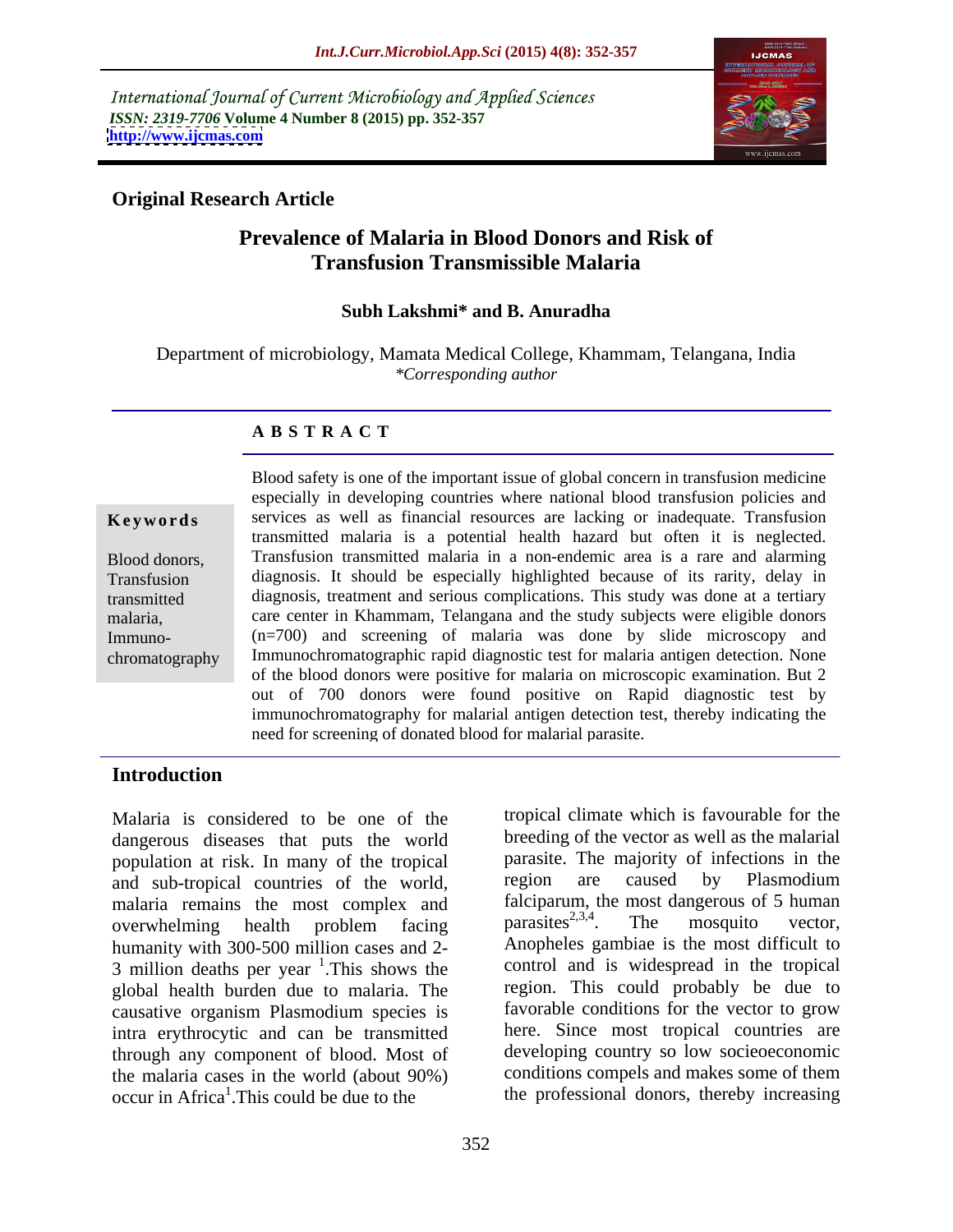International Journal of Current Microbiology and Applied Sciences
*ISSN: 2319-7706* **Volume 4 Number 8 (2015) pp. 352-357**
**http://www.ijcmas.com**

**Original Research Article**

# Prevalence of Malaria in Blood Donors and Risk of Transfusion Transmissible Malaria

**Subh Lakshmi\* and B. Anuradha**

Department of microbiology, Mamata Medical College, Khammam, Telangana, India
*\*Corresponding author*

**A B S T R A C T**

**Keywords**

Blood donors, Transfusion transmitted malaria, Immuno-chromatography

Blood safety is one of the important issue of global concern in transfusion medicine especially in developing countries where national blood transfusion policies and services as well as financial resources are lacking or inadequate. Transfusion transmitted malaria is a potential health hazard but often it is neglected. Transfusion transmitted malaria in a non-endemic area is a rare and alarming diagnosis. It should be especially highlighted because of its rarity, delay in diagnosis, treatment and serious complications. This study was done at a tertiary care center in Khammam, Telangana and the study subjects were eligible donors (n=700) and screening of malaria was done by slide microscopy and Immunochromatographic rapid diagnostic test for malaria antigen detection. None of the blood donors were positive for malaria on microscopic examination. But 2 out of 700 donors were found positive on Rapid diagnostic test by immunochromatography for malarial antigen detection test, thereby indicating the need for screening of donated blood for malarial parasite.

## Introduction

Malaria is considered to be one of the dangerous diseases that puts the world population at risk. In many of the tropical and sub-tropical countries of the world, malaria remains the most complex and overwhelming health problem facing humanity with 300-500 million cases and 2-3 million deaths per year [1].This shows the global health burden due to malaria. The causative organism Plasmodium species is intra erythrocytic and can be transmitted through any component of blood. Most of the malaria cases in the world (about 90%) occur in Africa[1].This could be due to the tropical climate which is favourable for the breeding of the vector as well as the malarial parasite. The majority of infections in the region are caused by Plasmodium falciparum, the most dangerous of 5 human parasites[2,3,4]. The mosquito vector, Anopheles gambiae is the most difficult to control and is widespread in the tropical region. This could probably be due to favorable conditions for the vector to grow here. Since most tropical countries are developing country so low socieoeconomic conditions compels and makes some of them the professional donors, thereby increasing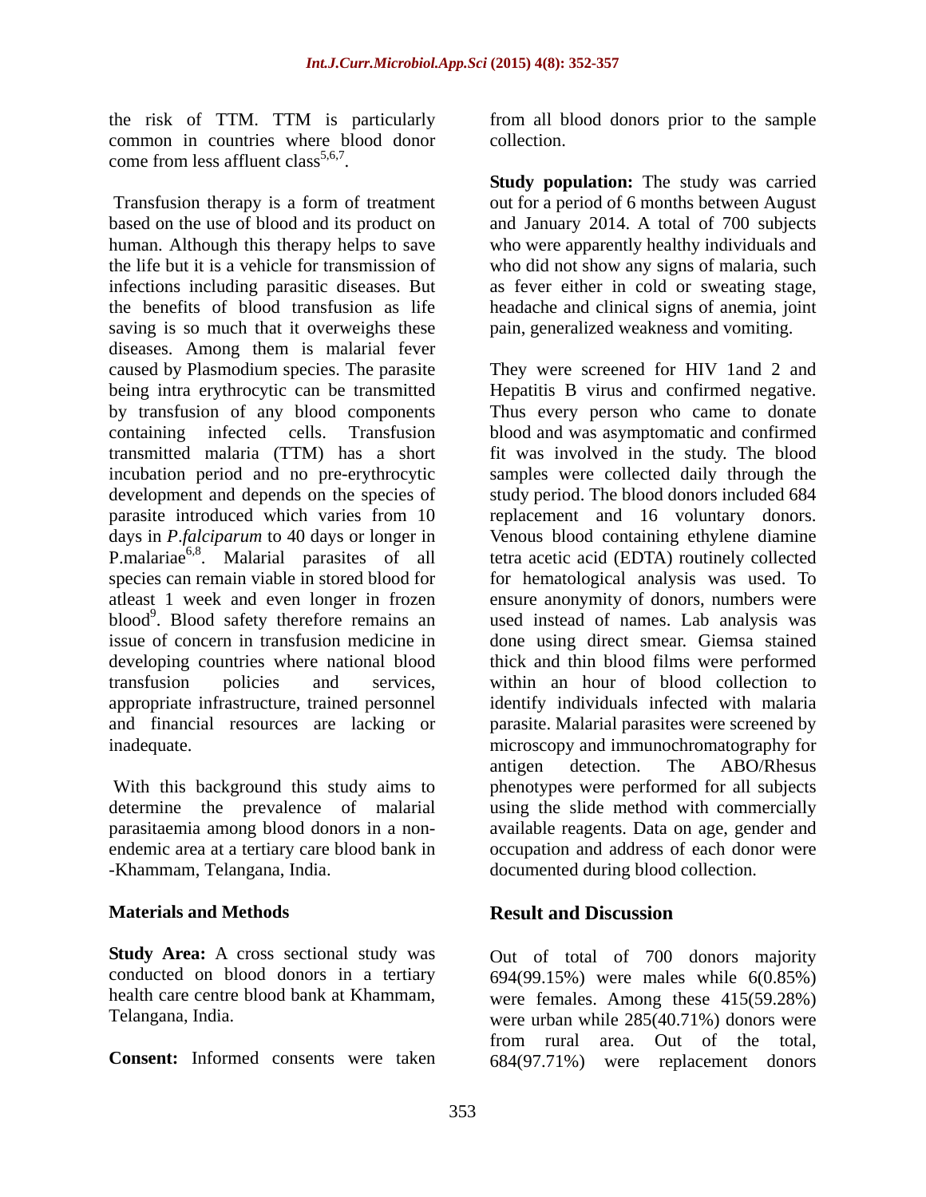the risk of TTM. TTM is particularly common in countries where blood donor come from less affluent class[5,6,7].

Transfusion therapy is a form of treatment based on the use of blood and its product on human. Although this therapy helps to save the life but it is a vehicle for transmission of infections including parasitic diseases. But the benefits of blood transfusion as life saving is so much that it overweighs these diseases. Among them is malarial fever caused by Plasmodium species. The parasite being intra erythrocytic can be transmitted by transfusion of any blood components containing infected cells. Transfusion transmitted malaria (TTM) has a short incubation period and no pre-erythrocytic development and depends on the species of parasite introduced which varies from 10 days in *P.falciparum* to 40 days or longer in P.malariae[6,8]. Malarial parasites of all species can remain viable in stored blood for atleast 1 week and even longer in frozen blood[9]. Blood safety therefore remains an issue of concern in transfusion medicine in developing countries where national blood transfusion policies and services, appropriate infrastructure, trained personnel and financial resources are lacking or inadequate.

With this background this study aims to determine the prevalence of malarial parasitaemia among blood donors in a non-endemic area at a tertiary care blood bank in -Khammam, Telangana, India.

## Materials and Methods

**Study Area:** A cross sectional study was conducted on blood donors in a tertiary health care centre blood bank at Khammam, Telangana, India.

**Consent:** Informed consents were taken from all blood donors prior to the sample collection.

**Study population:** The study was carried out for a period of 6 months between August and January 2014. A total of 700 subjects who were apparently healthy individuals and who did not show any signs of malaria, such as fever either in cold or sweating stage, headache and clinical signs of anemia, joint pain, generalized weakness and vomiting.

They were screened for HIV 1and 2 and Hepatitis B virus and confirmed negative. Thus every person who came to donate blood and was asymptomatic and confirmed fit was involved in the study. The blood samples were collected daily through the study period. The blood donors included 684 replacement and 16 voluntary donors. Venous blood containing ethylene diamine tetra acetic acid (EDTA) routinely collected for hematological analysis was used. To ensure anonymity of donors, numbers were used instead of names. Lab analysis was done using direct smear. Giemsa stained thick and thin blood films were performed within an hour of blood collection to identify individuals infected with malaria parasite. Malarial parasites were screened by microscopy and immunochromatography for antigen detection. The ABO/Rhesus phenotypes were performed for all subjects using the slide method with commercially available reagents. Data on age, gender and occupation and address of each donor were documented during blood collection.

## Result and Discussion

Out of total of 700 donors majority 694(99.15%) were males while 6(0.85%) were females. Among these 415(59.28%) were urban while 285(40.71%) donors were from rural area. Out of the total, 684(97.71%) were replacement donors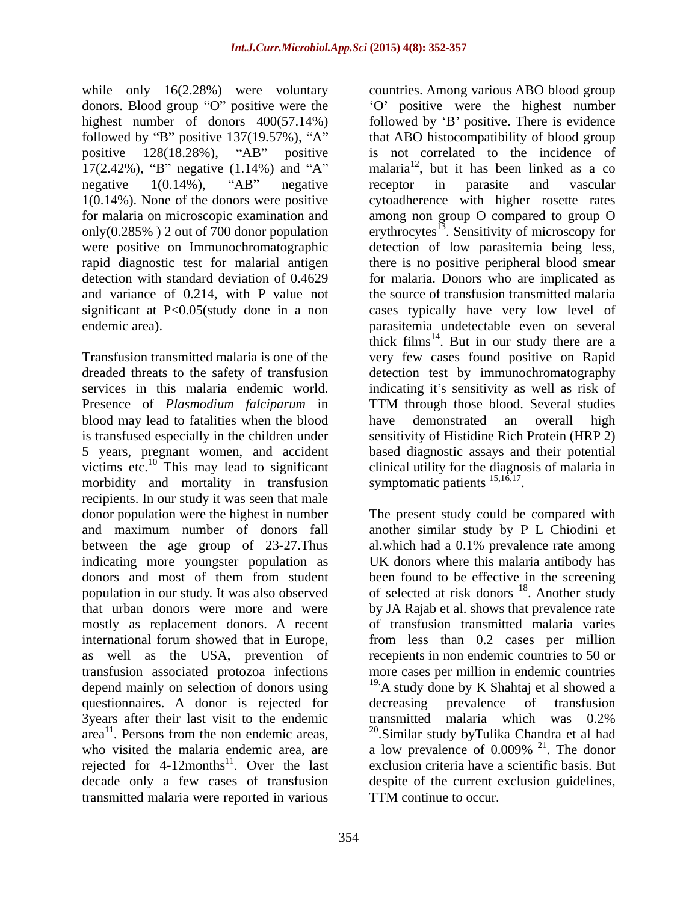while only 16(2.28%) were voluntary donors. Blood group "O" positive were the highest number of donors 400(57.14%) followed by "B" positive 137(19.57%), "A" positive 128(18.28%), "AB" positive 17(2.42%), "B" negative (1.14%) and "A" negative 1(0.14%), "AB" negative 1(0.14%). None of the donors were positive for malaria on microscopic examination and only(0.285% ) 2 out of 700 donor population were positive on Immunochromatographic rapid diagnostic test for malarial antigen detection with standard deviation of 0.4629 and variance of 0.214, with P value not significant at P<0.05(study done in a non endemic area).

Transfusion transmitted malaria is one of the dreaded threats to the safety of transfusion services in this malaria endemic world. Presence of *Plasmodium falciparum* in blood may lead to fatalities when the blood is transfused especially in the children under 5 years, pregnant women, and accident victims etc.[10] This may lead to significant morbidity and mortality in transfusion recipients. In our study it was seen that male donor population were the highest in number and maximum number of donors fall between the age group of 23-27.Thus indicating more youngster population as donors and most of them from student population in our study. It was also observed that urban donors were more and were mostly as replacement donors. A recent international forum showed that in Europe, as well as the USA, prevention of transfusion associated protozoa infections depend mainly on selection of donors using questionnaires. A donor is rejected for 3years after their last visit to the endemic area[11]. Persons from the non endemic areas, who visited the malaria endemic area, are rejected for 4-12months[11]. Over the last decade only a few cases of transfusion transmitted malaria were reported in various countries. Among various ABO blood group 'O' positive were the highest number followed by 'B' positive. There is evidence that ABO histocompatibility of blood group is not correlated to the incidence of malaria[12], but it has been linked as a co receptor in parasite and vascular cytoadherence with higher rosette rates among non group O compared to group O erythrocytes[13]. Sensitivity of microscopy for detection of low parasitemia being less, there is no positive peripheral blood smear for malaria. Donors who are implicated as the source of transfusion transmitted malaria cases typically have very low level of parasitemia undetectable even on several thick films[14]. But in our study there are a very few cases found positive on Rapid detection test by immunochromatography indicating it's sensitivity as well as risk of TTM through those blood. Several studies have demonstrated an overall high sensitivity of Histidine Rich Protein (HRP 2) based diagnostic assays and their potential clinical utility for the diagnosis of malaria in symptomatic patients [15,16,17].

The present study could be compared with another similar study by P L Chiodini et al.which had a 0.1% prevalence rate among UK donors where this malaria antibody has been found to be effective in the screening of selected at risk donors [18]. Another study by JA Rajab et al. shows that prevalence rate of transfusion transmitted malaria varies from less than 0.2 cases per million recepients in non endemic countries to 50 or more cases per million in endemic countries [19].A study done by K Shahtaj et al showed a decreasing prevalence of transfusion transmitted malaria which was 0.2% [20].Similar study byTulika Chandra et al had a low prevalence of 0.009% [21]. The donor exclusion criteria have a scientific basis. But despite of the current exclusion guidelines, TTM continue to occur.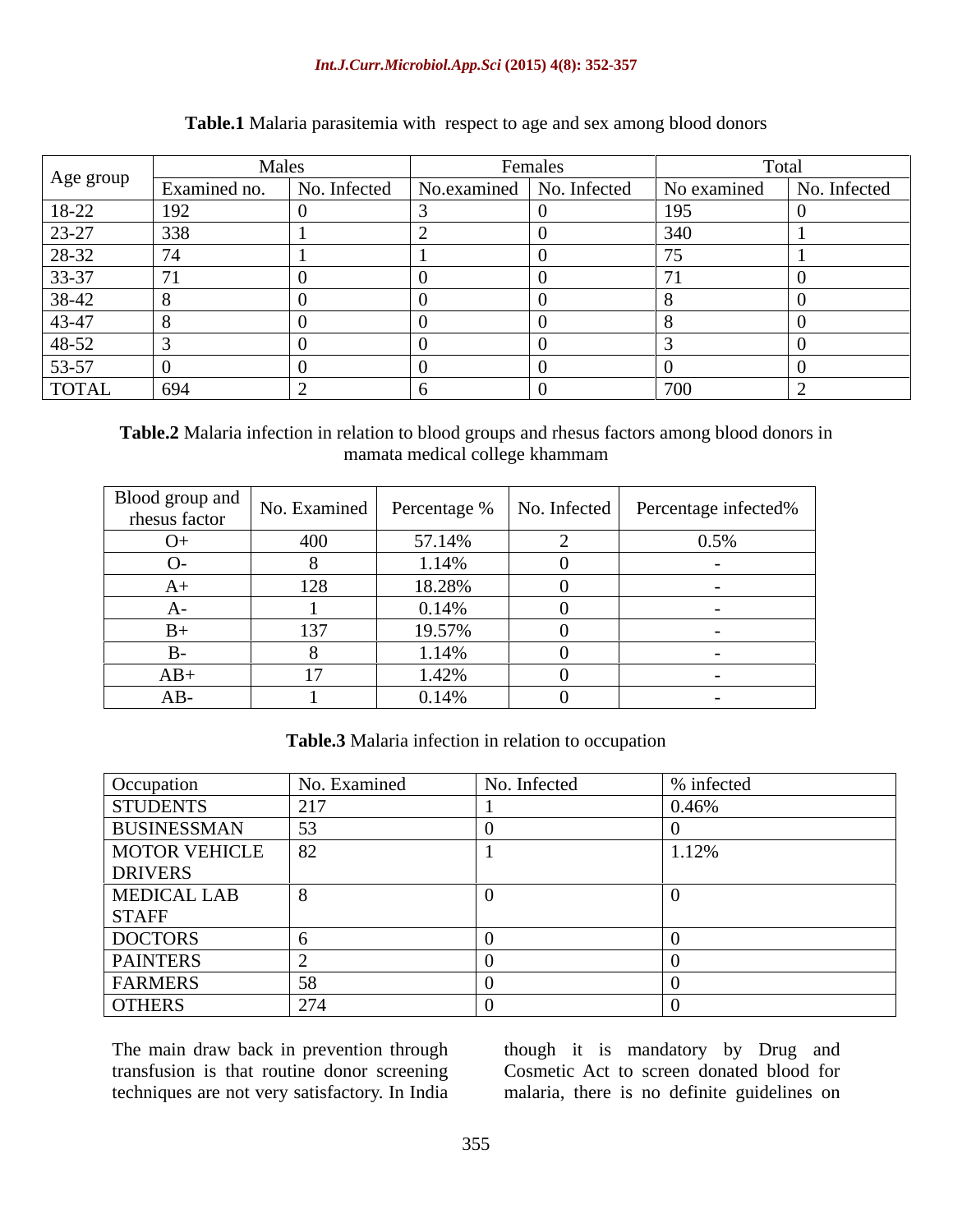**Table.1** Malaria parasitemia with respect to age and sex among blood donors

| Age group | Males | | Females | | Total | |
|---|---|---|---|---|---|---|
| | Examined no. | No. Infected | No.examined | No. Infected | No examined | No. Infected |
| 18-22 | 192 | 0 | 3 | 0 | 195 | 0 |
| 23-27 | 338 | 1 | 2 | 0 | 340 | 1 |
| 28-32 | 74 | 1 | 1 | 0 | 75 | 1 |
| 33-37 | 71 | 0 | 0 | 0 | 71 | 0 |
| 38-42 | 8 | 0 | 0 | 0 | 8 | 0 |
| 43-47 | 8 | 0 | 0 | 0 | 8 | 0 |
| 48-52 | 3 | 0 | 0 | 0 | 3 | 0 |
| 53-57 | 0 | 0 | 0 | 0 | 0 | 0 |
| TOTAL | 694 | 2 | 6 | 0 | 700 | 2 |

**Table.2** Malaria infection in relation to blood groups and rhesus factors among blood donors in mamata medical college khammam

| Blood group and rhesus factor | No. Examined | Percentage % | No. Infected | Percentage infected% |
|---|---|---|---|---|
| O+ | 400 | 57.14% | 2 | 0.5% |
| O- | 8 | 1.14% | 0 | - |
| A+ | 128 | 18.28% | 0 | - |
| A- | 1 | 0.14% | 0 | - |
| B+ | 137 | 19.57% | 0 | - |
| B- | 8 | 1.14% | 0 | - |
| AB+ | 17 | 1.42% | 0 | - |
| AB- | 1 | 0.14% | 0 | - |

**Table.3** Malaria infection in relation to occupation

| Occupation | No. Examined | No. Infected | % infected |
|---|---|---|---|
| STUDENTS | 217 | 1 | 0.46% |
| BUSINESSMAN | 53 | 0 | 0 |
| MOTOR VEHICLE DRIVERS | 82 | 1 | 1.12% |
| MEDICAL LAB STAFF | 8 | 0 | 0 |
| DOCTORS | 6 | 0 | 0 |
| PAINTERS | 2 | 0 | 0 |
| FARMERS | 58 | 0 | 0 |
| OTHERS | 274 | 0 | 0 |

The main draw back in prevention through transfusion is that routine donor screening techniques are not very satisfactory. In India though it is mandatory by Drug and Cosmetic Act to screen donated blood for malaria, there is no definite guidelines on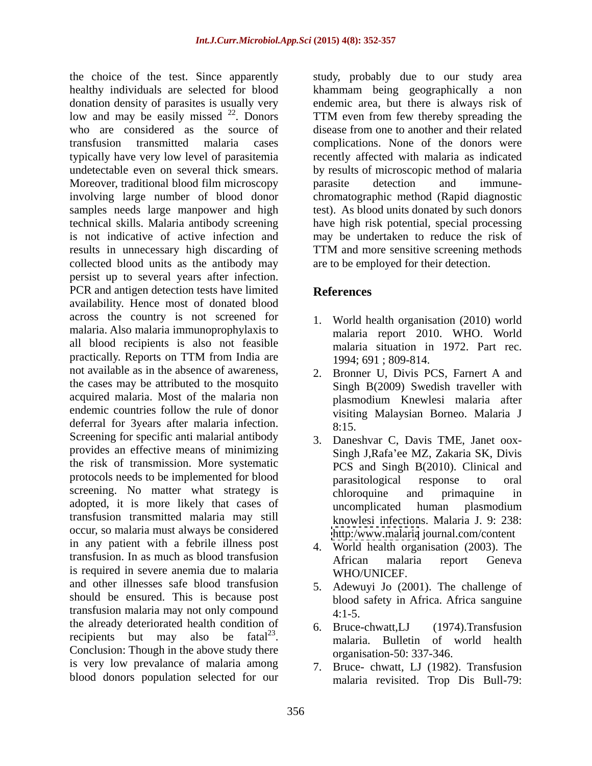the choice of the test. Since apparently healthy individuals are selected for blood donation density of parasites is usually very low and may be easily missed [22]. Donors who are considered as the source of transfusion transmitted malaria cases typically have very low level of parasitemia undetectable even on several thick smears. Moreover, traditional blood film microscopy involving large number of blood donor samples needs large manpower and high technical skills. Malaria antibody screening is not indicative of active infection and results in unnecessary high discarding of collected blood units as the antibody may persist up to several years after infection. PCR and antigen detection tests have limited availability. Hence most of donated blood across the country is not screened for malaria. Also malaria immunoprophylaxis to all blood recipients is also not feasible practically. Reports on TTM from India are not available as in the absence of awareness, the cases may be attributed to the mosquito acquired malaria. Most of the malaria non endemic countries follow the rule of donor deferral for 3years after malaria infection. Screening for specific anti malarial antibody provides an effective means of minimizing the risk of transmission. More systematic protocols needs to be implemented for blood screening. No matter what strategy is adopted, it is more likely that cases of transfusion transmitted malaria may still occur, so malaria must always be considered in any patient with a febrile illness post transfusion. In as much as blood transfusion is required in severe anemia due to malaria and other illnesses safe blood transfusion should be ensured. This is because post transfusion malaria may not only compound the already deteriorated health condition of recipients but may also be fatal[23]. Conclusion: Though in the above study there is very low prevalance of malaria among blood donors population selected for our study, probably due to our study area khammam being geographically a non endemic area, but there is always risk of TTM even from few thereby spreading the disease from one to another and their related complications. None of the donors were recently affected with malaria as indicated by results of microscopic method of malaria parasite detection and immune-chromatographic method (Rapid diagnostic test). As blood units donated by such donors have high risk potential, special processing may be undertaken to reduce the risk of TTM and more sensitive screening methods are to be employed for their detection.

## References

1. World health organisation (2010) world malaria report 2010. WHO. World malaria situation in 1972. Part rec. 1994; 691 ; 809-814.
2. Bronner U, Divis PCS, Farnert A and Singh B(2009) Swedish traveller with plasmodium Knewlesi malaria after visiting Malaysian Borneo. Malaria J 8:15.
3. Daneshvar C, Davis TME, Janet oox-Singh J,Rafa'ee MZ, Zakaria SK, Divis PCS and Singh B(2010). Clinical and parasitological response to oral chloroquine and primaquine in uncomplicated human plasmodium knowlesi infections. Malaria J. 9: 238: http:/www.malaria journal.com/content
4. World health organisation (2003). The African malaria report Geneva WHO/UNICEF.
5. Adewuyi Jo (2001). The challenge of blood safety in Africa. Africa sanguine 4:1-5.
6. Bruce-chwatt,LJ (1974).Transfusion malaria. Bulletin of world health organisation-50: 337-346.
7. Bruce- chwatt, LJ (1982). Transfusion malaria revisited. Trop Dis Bull-79: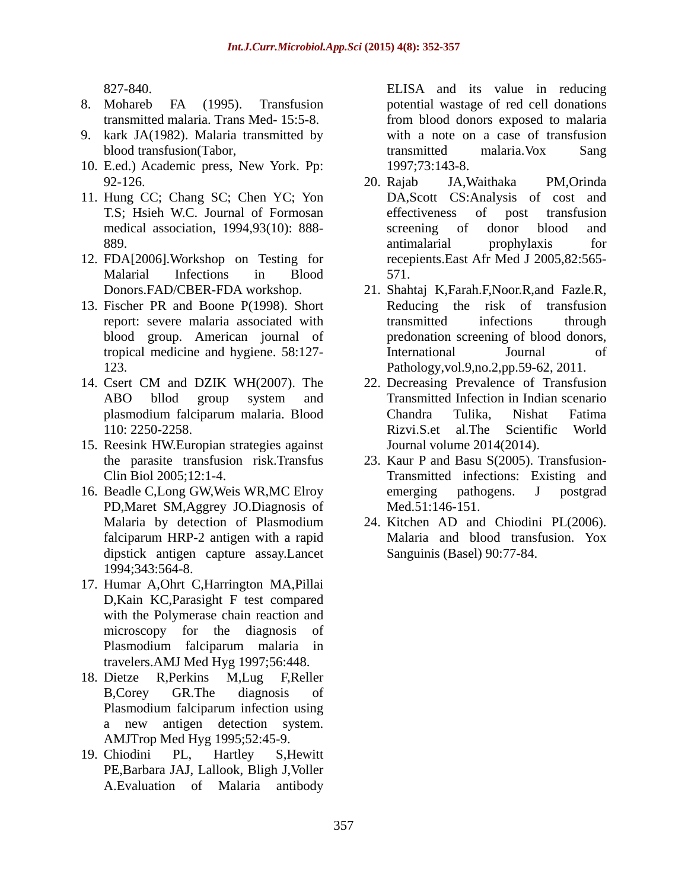827-840.

8. Mohareb FA (1995). Transfusion transmitted malaria. Trans Med- 15:5-8.
9. kark JA(1982). Malaria transmitted by blood transfusion(Tabor,
10. E.ed.) Academic press, New York. Pp: 92-126.
11. Hung CC; Chang SC; Chen YC; Yon T.S; Hsieh W.C. Journal of Formosan medical association, 1994,93(10): 888-889.
12. FDA[2006].Workshop on Testing for Malarial Infections in Blood Donors.FAD/CBER-FDA workshop.
13. Fischer PR and Boone P(1998). Short report: severe malaria associated with blood group. American journal of tropical medicine and hygiene. 58:127-123.
14. Csert CM and DZIK WH(2007). The ABO bllod group system and plasmodium falciparum malaria. Blood 110: 2250-2258.
15. Reesink HW.Europian strategies against the parasite transfusion risk.Transfus Clin Biol 2005;12:1-4.
16. Beadle C,Long GW,Weis WR,MC Elroy PD,Maret SM,Aggrey JO.Diagnosis of Malaria by detection of Plasmodium falciparum HRP-2 antigen with a rapid dipstick antigen capture assay.Lancet 1994;343:564-8.
17. Humar A,Ohrt C,Harrington MA,Pillai D,Kain KC,Parasight F test compared with the Polymerase chain reaction and microscopy for the diagnosis of Plasmodium falciparum malaria in travelers.AMJ Med Hyg 1997;56:448.
18. Dietze R,Perkins M,Lug F,Reller B,Corey GR.The diagnosis of Plasmodium falciparum infection using a new antigen detection system. AMJTrop Med Hyg 1995;52:45-9.
19. Chiodini PL, Hartley S,Hewitt PE,Barbara JAJ, Lallook, Bligh J,Voller A.Evaluation of Malaria antibody ELISA and its value in reducing potential wastage of red cell donations from blood donors exposed to malaria with a note on a case of transfusion transmitted malaria.Vox Sang 1997;73:143-8.
20. Rajab JA,Waithaka PM,Orinda DA,Scott CS:Analysis of cost and effectiveness of post transfusion screening of donor blood and antimalarial prophylaxis for recepients.East Afr Med J 2005,82:565-571.
21. Shahtaj K,Farah.F,Noor.R,and Fazle.R, Reducing the risk of transfusion transmitted infections through predonation screening of blood donors, International Journal of Pathology,vol.9,no.2,pp.59-62, 2011.
22. Decreasing Prevalence of Transfusion Transmitted Infection in Indian scenario Chandra Tulika, Nishat Fatima Rizvi.S.et al.The Scientific World Journal volume 2014(2014).
23. Kaur P and Basu S(2005). Transfusion-Transmitted infections: Existing and emerging pathogens. J postgrad Med.51:146-151.
24. Kitchen AD and Chiodini PL(2006). Malaria and blood transfusion. Yox Sanguinis (Basel) 90:77-84.